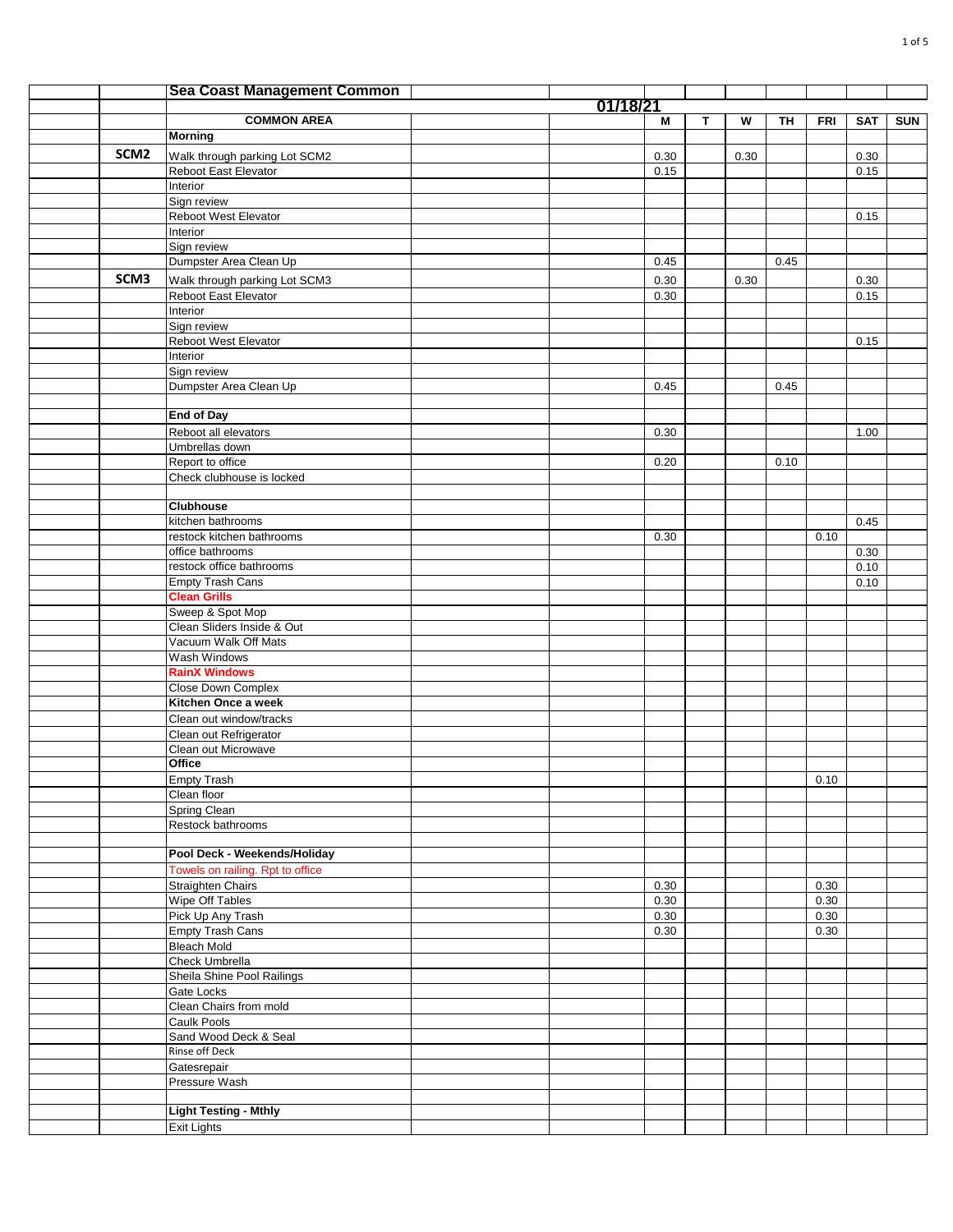| | | Sea Coast Management Common | | | | | | | | | |
|---|---|---|---|---|---|---|---|---|---|---|---|
| | | | | 01/18/21 | | | | | | | |
| | | **COMMON AREA** | | | **M** | **T** | **W** | **TH** | **FRI** | **SAT** | **SUN** |
| | | **Morning** | | | | | | | | | |
| | **SCM2** | Walk through parking Lot SCM2 | | | 0.30 | | 0.30 | | | 0.30 | |
| | | Reboot East Elevator | | | 0.15 | | | | | 0.15 | |
| | | Interior | | | | | | | | | |
| | | Sign review | | | | | | | | | |
| | | Reboot West Elevator | | | | | | | | 0.15 | |
| | | Interior | | | | | | | | | |
| | | Sign review | | | | | | | | | |
| | | Dumpster Area Clean Up | | | 0.45 | | | 0.45 | | | |
| | **SCM3** | Walk through parking Lot SCM3 | | | 0.30 | | 0.30 | | | 0.30 | |
| | | Reboot East Elevator | | | 0.30 | | | | | 0.15 | |
| | | Interior | | | | | | | | | |
| | | Sign review | | | | | | | | | |
| | | Reboot West Elevator | | | | | | | | 0.15 | |
| | | Interior | | | | | | | | | |
| | | Sign review | | | | | | | | | |
| | | Dumpster Area Clean Up | | | 0.45 | | | 0.45 | | | |
| | | | | | | | | | | | |
| | | **End of Day** | | | | | | | | | |
| | | Reboot all elevators | | | 0.30 | | | | | 1.00 | |
| | | Umbrellas down | | | | | | | | | |
| | | Report to office | | | 0.20 | | | 0.10 | | | |
| | | Check clubhouse is locked | | | | | | | | | |
| | | | | | | | | | | | |
| | | **Clubhouse** | | | | | | | | | |
| | | kitchen bathrooms | | | | | | | | 0.45 | |
| | | restock kitchen bathrooms | | | 0.30 | | | | 0.10 | | |
| | | office bathrooms | | | | | | | | 0.30 | |
| | | restock office bathrooms | | | | | | | | 0.10 | |
| | | Empty Trash Cans | | | | | | | | 0.10 | |
| | | **Clean Grills** | | | | | | | | | |
| | | Sweep & Spot Mop | | | | | | | | | |
| | | Clean Sliders Inside & Out | | | | | | | | | |
| | | Vacuum Walk Off Mats | | | | | | | | | |
| | | Wash Windows | | | | | | | | | |
| | | **RainX Windows** | | | | | | | | | |
| | | Close Down Complex | | | | | | | | | |
| | | **Kitchen Once a week** | | | | | | | | | |
| | | Clean out window/tracks | | | | | | | | | |
| | | Clean out Refrigerator | | | | | | | | | |
| | | Clean out Microwave | | | | | | | | | |
| | | **Office** | | | | | | | | | |
| | | Empty Trash | | | | | | | 0.10 | | |
| | | Clean floor | | | | | | | | | |
| | | Spring Clean | | | | | | | | | |
| | | Restock bathrooms | | | | | | | | | |
| | | | | | | | | | | | |
| | | **Pool Deck - Weekends/Holiday** | | | | | | | | | |
| | | Towels on railing. Rpt to office | | | | | | | | | |
| | | Straighten Chairs | | | 0.30 | | | | 0.30 | | |
| | | Wipe Off Tables | | | 0.30 | | | | 0.30 | | |
| | | Pick Up Any Trash | | | 0.30 | | | | 0.30 | | |
| | | Empty Trash Cans | | | 0.30 | | | | 0.30 | | |
| | | Bleach Mold | | | | | | | | | |
| | | Check Umbrella | | | | | | | | | |
| | | Sheila Shine Pool Railings | | | | | | | | | |
| | | Gate Locks | | | | | | | | | |
| | | Clean Chairs from mold | | | | | | | | | |
| | | Caulk Pools | | | | | | | | | |
| | | Sand Wood Deck & Seal | | | | | | | | | |
| | | Rinse off Deck | | | | | | | | | |
| | | Gatesrepair | | | | | | | | | |
| | | Pressure Wash | | | | | | | | | |
| | | | | | | | | | | | |
| | | **Light Testing - Mthly** | | | | | | | | | |
| | | Exit Lights | | | | | | | | | |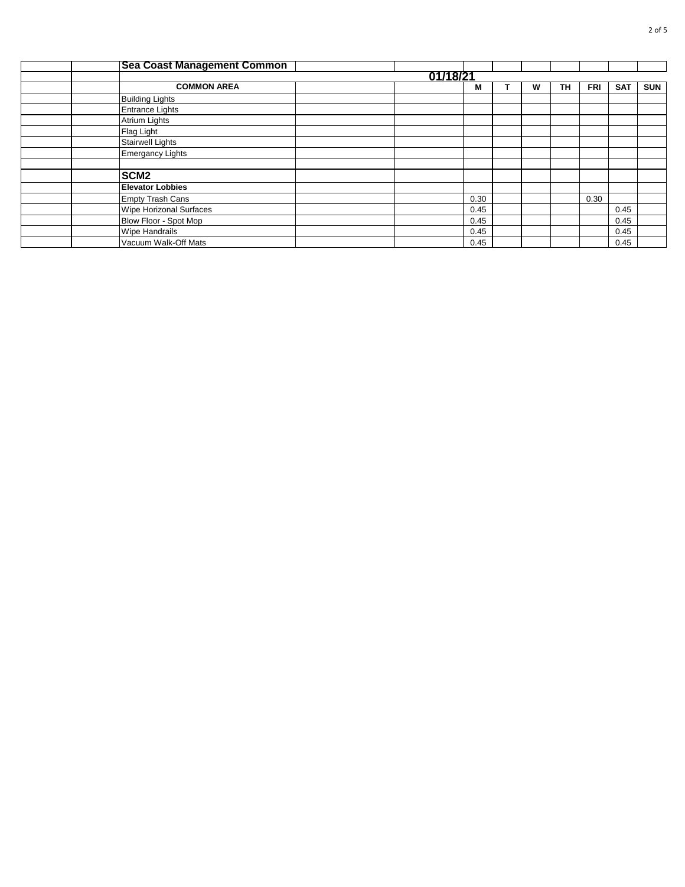| | | Sea Coast Management Common | | | | | | | | | |
|---|---|---|---|---|---|---|---|---|---|---|---|
| | | | | 01/18/21 | | | | | | | |
| | | **COMMON AREA** | | | M | T | W | TH | FRI | SAT | SUN |
| | | Building Lights | | | | | | | | | |
| | | Entrance Lights | | | | | | | | | |
| | | Atrium Lights | | | | | | | | | |
| | | Flag Light | | | | | | | | | |
| | | Stairwell Lights | | | | | | | | | |
| | | Emergancy Lights | | | | | | | | | |
| | | | | | | | | | | | |
| | | **SCM2** | | | | | | | | | |
| | | **Elevator Lobbies** | | | | | | | | | |
| | | Empty Trash Cans | | | 0.30 | | | | 0.30 | | |
| | | Wipe Horizonal Surfaces | | | 0.45 | | | | | 0.45 | |
| | | Blow Floor - Spot Mop | | | 0.45 | | | | | 0.45 | |
| | | Wipe Handrails | | | 0.45 | | | | | 0.45 | |
| | | Vacuum Walk-Off Mats | | | 0.45 | | | | | 0.45 | |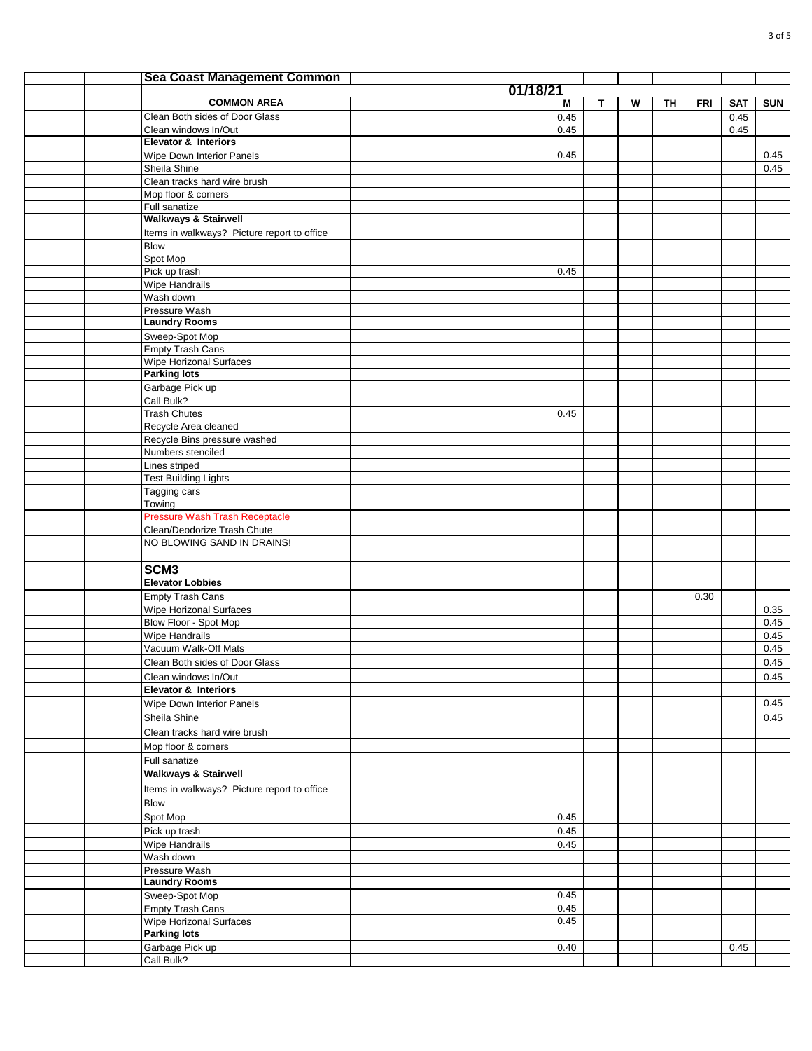| Sea Coast Management Common | | | | | | | | | |
|---|---|---|---|---|---|---|---|---|---|
| | | 01/18/21 | | | | | | | |
| **COMMON AREA** | | | M | T | W | TH | FRI | SAT | SUN |
| Clean Both sides of Door Glass | | | 0.45 | | | | | 0.45 | |
| Clean windows In/Out | | | 0.45 | | | | | 0.45 | |
| **Elevator & Interiors** | | | | | | | | | |
| Wipe Down Interior Panels | | | 0.45 | | | | | | 0.45 |
| Sheila Shine | | | | | | | | | 0.45 |
| Clean tracks hard wire brush | | | | | | | | | |
| Mop floor & corners | | | | | | | | | |
| Full sanatize | | | | | | | | | |
| **Walkways & Stairwell** | | | | | | | | | |
| Items in walkways? Picture report to office | | | | | | | | | |
| Blow | | | | | | | | | |
| Spot Mop | | | | | | | | | |
| Pick up trash | | | 0.45 | | | | | | |
| Wipe Handrails | | | | | | | | | |
| Wash down | | | | | | | | | |
| Pressure Wash | | | | | | | | | |
| **Laundry Rooms** | | | | | | | | | |
| Sweep-Spot Mop | | | | | | | | | |
| Empty Trash Cans | | | | | | | | | |
| Wipe Horizonal Surfaces | | | | | | | | | |
| **Parking lots** | | | | | | | | | |
| Garbage Pick up | | | | | | | | | |
| Call Bulk? | | | | | | | | | |
| Trash Chutes | | | 0.45 | | | | | | |
| Recycle Area cleaned | | | | | | | | | |
| Recycle Bins pressure washed | | | | | | | | | |
| Numbers stenciled | | | | | | | | | |
| Lines striped | | | | | | | | | |
| Test Building Lights | | | | | | | | | |
| Tagging cars | | | | | | | | | |
| Towing | | | | | | | | | |
| Pressure Wash Trash Receptacle | | | | | | | | | |
| Clean/Deodorize Trash Chute | | | | | | | | | |
| NO BLOWING SAND IN DRAINS! | | | | | | | | | |
| | | | | | | | | | |
| **SCM3** | | | | | | | | | |
| **Elevator Lobbies** | | | | | | | | | |
| Empty Trash Cans | | | | | | | 0.30 | | |
| Wipe Horizonal Surfaces | | | | | | | | | 0.35 |
| Blow Floor - Spot Mop | | | | | | | | | 0.45 |
| Wipe Handrails | | | | | | | | | 0.45 |
| Vacuum Walk-Off Mats | | | | | | | | | 0.45 |
| Clean Both sides of Door Glass | | | | | | | | | 0.45 |
| Clean windows In/Out | | | | | | | | | 0.45 |
| **Elevator & Interiors** | | | | | | | | | |
| Wipe Down Interior Panels | | | | | | | | | 0.45 |
| Sheila Shine | | | | | | | | | 0.45 |
| Clean tracks hard wire brush | | | | | | | | | |
| Mop floor & corners | | | | | | | | | |
| Full sanatize | | | | | | | | | |
| **Walkways & Stairwell** | | | | | | | | | |
| Items in walkways? Picture report to office | | | | | | | | | |
| Blow | | | | | | | | | |
| Spot Mop | | | 0.45 | | | | | | |
| Pick up trash | | | 0.45 | | | | | | |
| Wipe Handrails | | | 0.45 | | | | | | |
| Wash down | | | | | | | | | |
| Pressure Wash | | | | | | | | | |
| **Laundry Rooms** | | | | | | | | | |
| Sweep-Spot Mop | | | 0.45 | | | | | | |
| Empty Trash Cans | | | 0.45 | | | | | | |
| Wipe Horizonal Surfaces | | | 0.45 | | | | | | |
| **Parking lots** | | | | | | | | | |
| Garbage Pick up | | | 0.40 | | | | | 0.45 | |
| Call Bulk? | | | | | | | | | |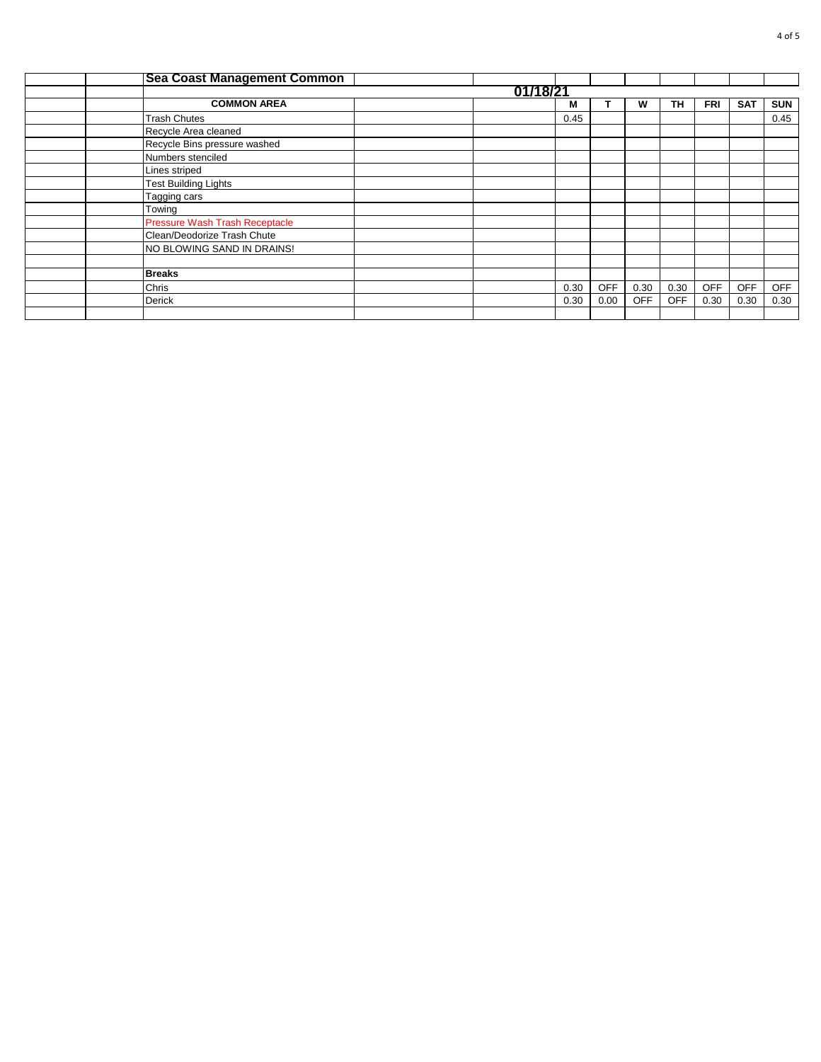## Sea Coast Management Common

| COMMON AREA | 01/18/21 | M | T | W | TH | FRI | SAT | SUN |
|---|---|---|---|---|---|---|---|---|
| Trash Chutes | | 0.45 | | | | | | 0.45 |
| Recycle Area cleaned | | | | | | | | |
| Recycle Bins pressure washed | | | | | | | | |
| Numbers stenciled | | | | | | | | |
| Lines striped | | | | | | | | |
| Test Building Lights | | | | | | | | |
| Tagging cars | | | | | | | | |
| Towing | | | | | | | | |
| Pressure Wash Trash Receptacle | | | | | | | | |
| Clean/Deodorize Trash Chute | | | | | | | | |
| NO BLOWING SAND IN DRAINS! | | | | | | | | |
| | | | | | | | | |
| **Breaks** | | | | | | | | |
| Chris | | 0.30 | OFF | 0.30 | 0.30 | OFF | OFF | OFF |
| Derick | | 0.30 | 0.00 | OFF | OFF | 0.30 | 0.30 | 0.30 |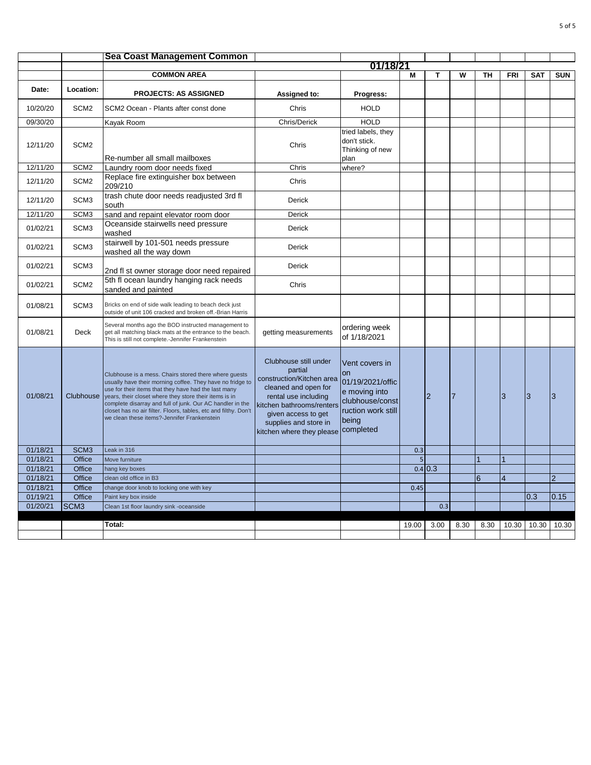| | | | | | | | | | | | |
|---|---|---|---|---|---|---|---|---|---|---|---|
| | | **Sea Coast Management Common** | | | | | | | | | |
| | | | | **01/18/21** | | | | | | | |
| | | **COMMON AREA** | | | **M** | **T** | **W** | **TH** | **FRI** | **SAT** | **SUN** |
| **Date:** | **Location:** | **PROJECTS: AS ASSIGNED** | **Assigned to:** | **Progress:** | | | | | | | |
| 10/20/20 | SCM2 | SCM2 Ocean - Plants after const done | Chris | HOLD | | | | | | | |
| 09/30/20 | | Kayak Room | Chris/Derick | HOLD | | | | | | | |
| 12/11/20 | SCM2 | Re-number all small mailboxes | Chris | tried labels, they don't stick. Thinking of new plan | | | | | | | |
| 12/11/20 | SCM2 | Laundry room door needs fixed | Chris | where? | | | | | | | |
| 12/11/20 | SCM2 | Replace fire extinguisher box between 209/210 | Chris | | | | | | | | |
| 12/11/20 | SCM3 | trash chute door needs readjusted 3rd fl south | Derick | | | | | | | | |
| 12/11/20 | SCM3 | sand and repaint elevator room door | Derick | | | | | | | | |
| 01/02/21 | SCM3 | Oceanside stairwells need pressure washed | Derick | | | | | | | | |
| 01/02/21 | SCM3 | stairwell by 101-501 needs pressure washed all the way down | Derick | | | | | | | | |
| 01/02/21 | SCM3 | 2nd fl st owner storage door need repaired | Derick | | | | | | | | |
| 01/02/21 | SCM2 | 5th fl ocean laundry hanging rack needs sanded and painted | Chris | | | | | | | | |
| 01/08/21 | SCM3 | Bricks on end of side walk leading to beach deck just outside of unit 106 cracked and broken off.-Brian Harris | | | | | | | | | |
| 01/08/21 | Deck | Several months ago the BOD instructed management to get all matching black mats at the entrance to the beach. This is still not complete.-Jennifer Frankenstein | getting measurements | ordering week of 1/18/2021 | | | | | | | |
| 01/08/21 | Clubhouse | Clubhouse is a mess. Chairs stored there where guests usually have their morning coffee. They have no fridge to use for their items that they have had the last many years, their closet where they store their items is in complete disarray and full of junk. Our AC handler in the closet has no air filter. Floors, tables, etc and filthy. Don't we clean these items?-Jennifer Frankenstein | Clubhouse still under partial construction/Kitchen area cleaned and open for rental use including kitchen bathrooms/renters given access to get supplies and store in kitchen where they please | Vent covers in on 01/19/2021/office moving into clubhouse/construction work still being completed | | 2 | 7 | | 3 | 3 | 3 |
| 01/18/21 | SCM3 | Leak in 316 | | | 0.3 | | | | | | |
| 01/18/21 | Office | Move furniture | | | 5 | | | 1 | 1 | | |
| 01/18/21 | Office | hang key boxes | | | 0.4 | 0.3 | | | | | |
| 01/18/21 | Office | clean old office in B3 | | | | | | 6 | 4 | | 2 |
| 01/18/21 | Office | change door knob to locking one with key | | | 0.45 | | | | | | |
| 01/19/21 | Office | Paint key box inside | | | | | | | | 0.3 | 0.15 |
| 01/20/21 | SCM3 | Clean 1st floor laundry sink -oceanside | | | | 0.3 | | | | | |
| | | **Total:** | | | 19.00 | 3.00 | 8.30 | 8.30 | 10.30 | 10.30 | 10.30 |